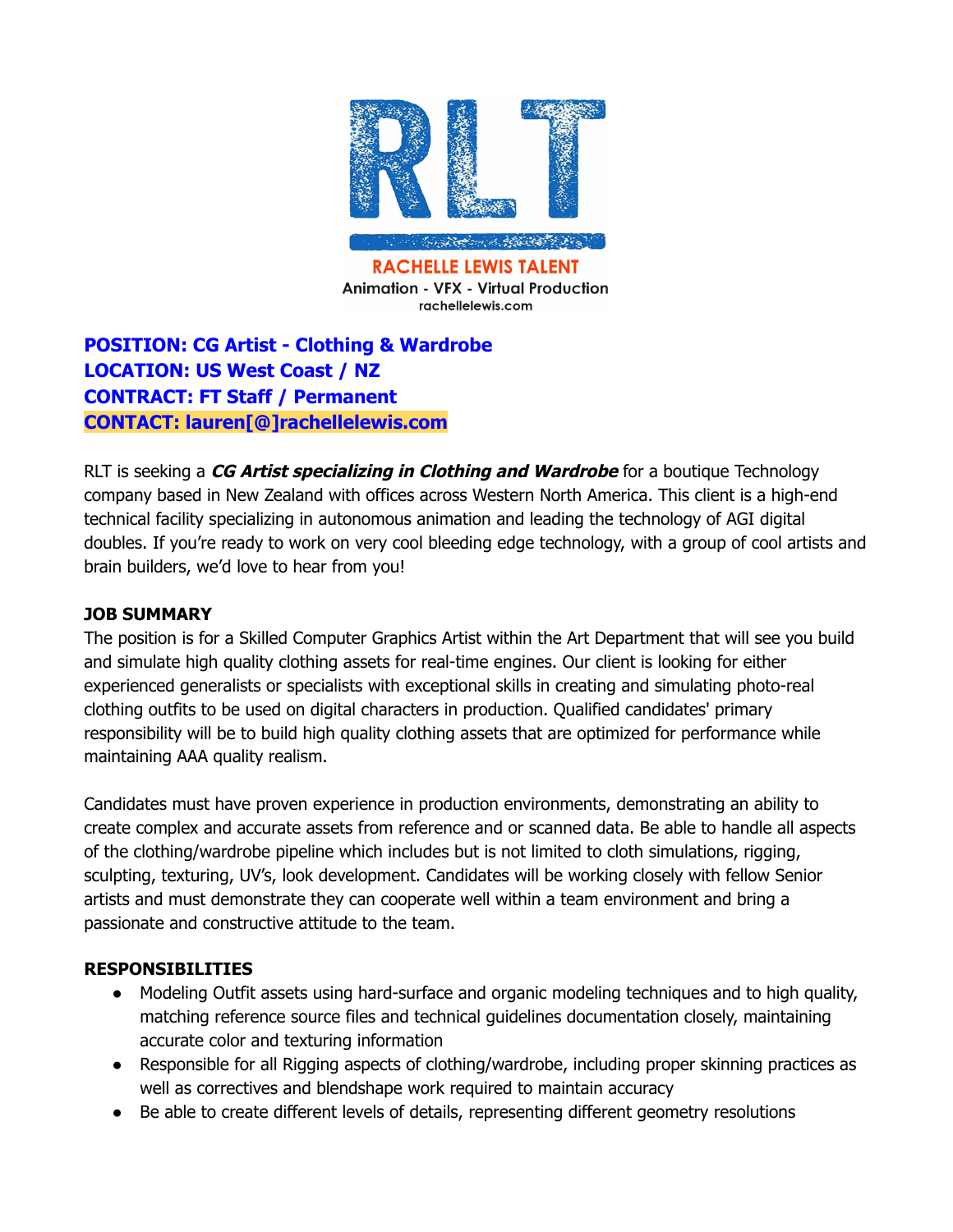RLT

RACHELLE LEWIS TALENT

Animation - VFX - Virtual Production

rachellelewis.com

**POSITION: CG Artist - Clothing & Wardrobe**
**LOCATION: US West Coast / NZ**
**CONTRACT: FT Staff / Permanent**
**CONTACT: lauren[@]rachellelewis.com**

RLT is seeking a ***CG Artist specializing in Clothing and Wardrobe*** for a boutique Technology company based in New Zealand with offices across Western North America. This client is a high-end technical facility specializing in autonomous animation and leading the technology of AGI digital doubles. If you're ready to work on very cool bleeding edge technology, with a group of cool artists and brain builders, we'd love to hear from you!

**JOB SUMMARY**

The position is for a Skilled Computer Graphics Artist within the Art Department that will see you build and simulate high quality clothing assets for real-time engines. Our client is looking for either experienced generalists or specialists with exceptional skills in creating and simulating photo-real clothing outfits to be used on digital characters in production. Qualified candidates' primary responsibility will be to build high quality clothing assets that are optimized for performance while maintaining AAA quality realism.

Candidates must have proven experience in production environments, demonstrating an ability to create complex and accurate assets from reference and or scanned data. Be able to handle all aspects of the clothing/wardrobe pipeline which includes but is not limited to cloth simulations, rigging, sculpting, texturing, UV's, look development. Candidates will be working closely with fellow Senior artists and must demonstrate they can cooperate well within a team environment and bring a passionate and constructive attitude to the team.

**RESPONSIBILITIES**

- Modeling Outfit assets using hard-surface and organic modeling techniques and to high quality, matching reference source files and technical guidelines documentation closely, maintaining accurate color and texturing information
- Responsible for all Rigging aspects of clothing/wardrobe, including proper skinning practices as well as correctives and blendshape work required to maintain accuracy
- Be able to create different levels of details, representing different geometry resolutions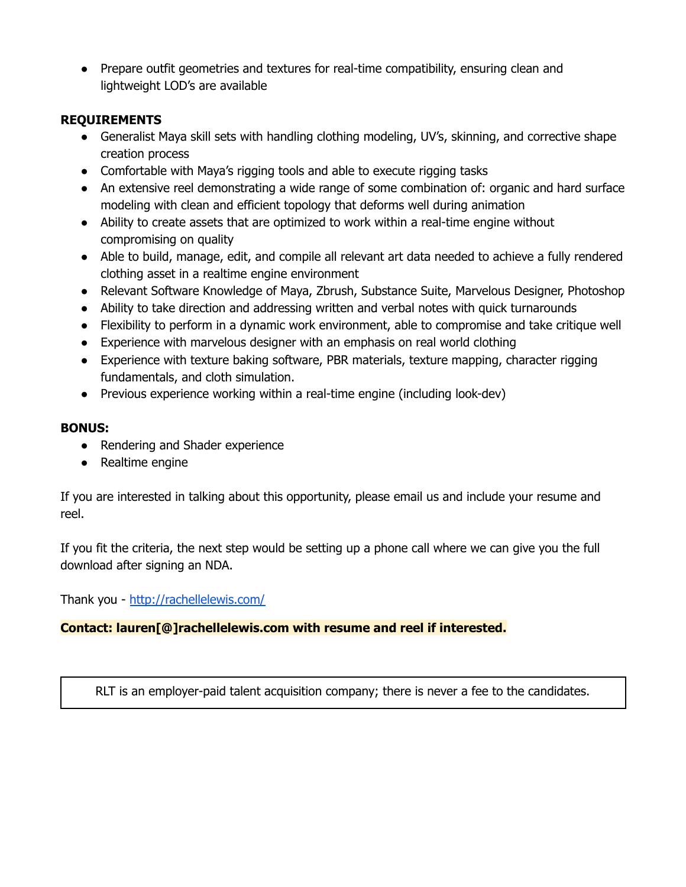- Prepare outfit geometries and textures for real-time compatibility, ensuring clean and lightweight LOD's are available

**REQUIREMENTS**

- Generalist Maya skill sets with handling clothing modeling, UV's, skinning, and corrective shape creation process
- Comfortable with Maya's rigging tools and able to execute rigging tasks
- An extensive reel demonstrating a wide range of some combination of: organic and hard surface modeling with clean and efficient topology that deforms well during animation
- Ability to create assets that are optimized to work within a real-time engine without compromising on quality
- Able to build, manage, edit, and compile all relevant art data needed to achieve a fully rendered clothing asset in a realtime engine environment
- Relevant Software Knowledge of Maya, Zbrush, Substance Suite, Marvelous Designer, Photoshop
- Ability to take direction and addressing written and verbal notes with quick turnarounds
- Flexibility to perform in a dynamic work environment, able to compromise and take critique well
- Experience with marvelous designer with an emphasis on real world clothing
- Experience with texture baking software, PBR materials, texture mapping, character rigging fundamentals, and cloth simulation.
- Previous experience working within a real-time engine (including look-dev)

**BONUS:**

- Rendering and Shader experience
- Realtime engine

If you are interested in talking about this opportunity, please email us and include your resume and reel.

If you fit the criteria, the next step would be setting up a phone call where we can give you the full download after signing an NDA.

Thank you - [http://rachellelewis.com/](http://rachellelewis.com/)

**Contact: lauren[@]rachellelewis.com with resume and reel if interested.**

RLT is an employer-paid talent acquisition company; there is never a fee to the candidates.